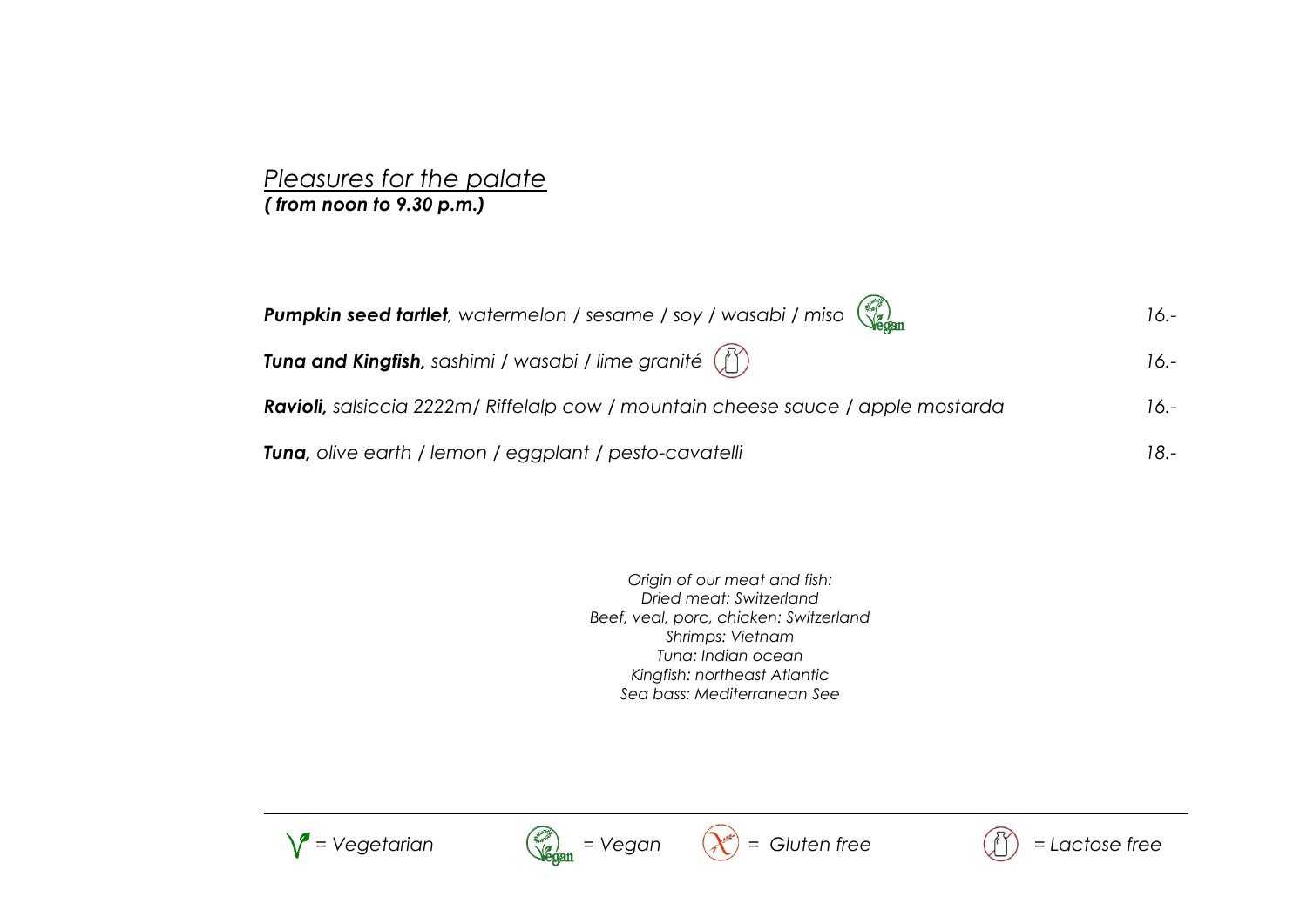## *Pleasures for the palate*

***( from noon to 9.30 p.m.)***

| | |
|---|---|
| ***Pumpkin seed tartlet**, watermelon / sesame / soy / wasabi / miso* (Vegan) | *16.-* |
| ***Tuna and Kingfish,** sashimi / wasabi / lime granité* (Lactose free) | *16.-* |
| ***Ravioli,** salsiccia 2222m/ Riffelalp cow / mountain cheese sauce / apple mostarda* | *16.-* |
| ***Tuna,** olive earth / lemon / eggplant / pesto-cavatelli* | *18.-* |

*Origin of our meat and fish:*
*Dried meat: Switzerland*
*Beef, veal, porc, chicken: Switzerland*
*Shrimps: Vietnam*
*Tuna: Indian ocean*
*Kingfish: northeast Atlantic*
*Sea bass: Mediterranean See*

---

*= Vegetarian* *= Vegan* *= Gluten free* *= Lactose free*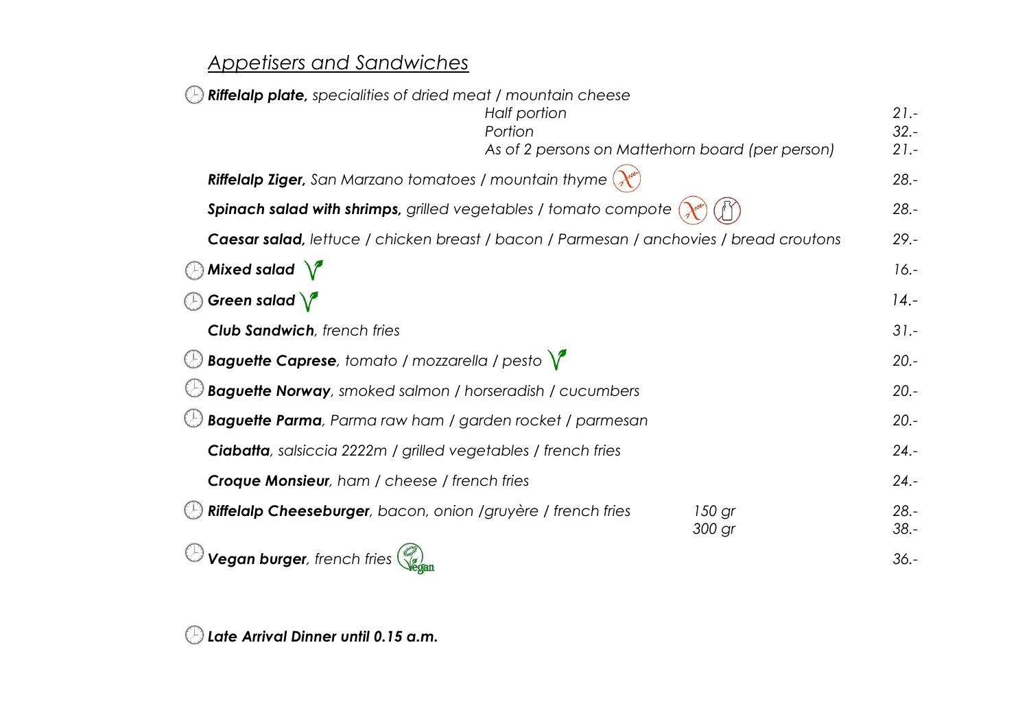## *Appetisers and Sandwiches*

| Item | | Price |
|---|---|---|
| ***Riffelalp plate,*** *specialities of dried meat / mountain cheese* | *Half portion* | *21.-* |
| | *Portion* | *32.-* |
| | *As of 2 persons on Matterhorn board (per person)* | *21.-* |
| ***Riffelalp Ziger,*** *San Marzano tomatoes / mountain thyme* | | *28.-* |
| ***Spinach salad with shrimps,*** *grilled vegetables / tomato compote* | | *28.-* |
| ***Caesar salad,*** *lettuce / chicken breast / bacon / Parmesan / anchovies / bread croutons* | | *29.-* |
| ***Mixed salad*** | | *16.-* |
| ***Green salad*** | | *14.-* |
| ***Club Sandwich****, french fries* | | *31.-* |
| ***Baguette Caprese****, tomato / mozzarella / pesto* | | *20.-* |
| ***Baguette Norway****, smoked salmon / horseradish / cucumbers* | | *20.-* |
| ***Baguette Parma****, Parma raw ham / garden rocket / parmesan* | | *20.-* |
| ***Ciabatta****, salsiccia 2222m / grilled vegetables / french fries* | | *24.-* |
| ***Croque Monsieur****, ham / cheese / french fries* | | *24.-* |
| ***Riffelalp Cheeseburger****, bacon, onion /gruyère / french fries* | *150 gr* | *28.-* |
| | *300 gr* | *38.-* |
| ***Vegan burger****, french fries* | | *36.-* |

***Late Arrival Dinner until 0.15 a.m.***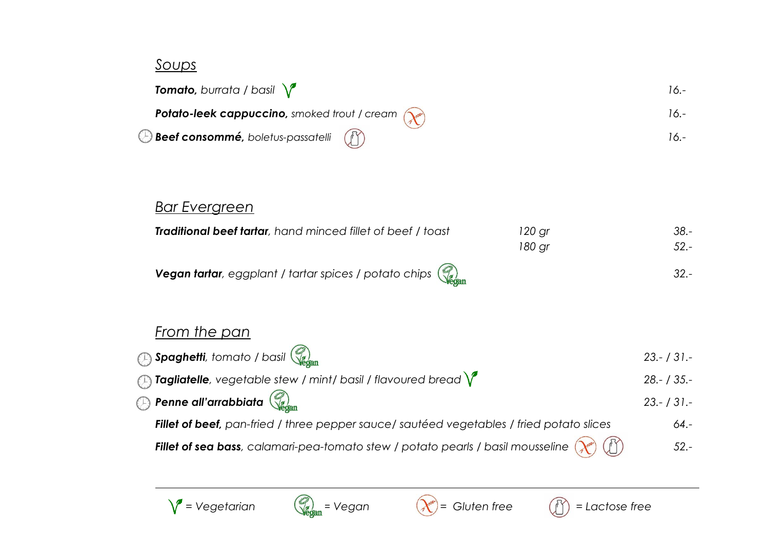## *Soups*

| | | |
|---|---|---|
| ***Tomato,*** *burrata / basil* (Vegetarian) | | *16.-* |
| ***Potato-leek cappuccino,*** *smoked trout / cream* (Gluten free) | | *16.-* |
| ***Beef consommé,*** *boletus-passatelli* (Lactose free) | | *16.-* |

## *Bar Evergreen*

| | | |
|---|---|---|
| ***Traditional beef tartar****, hand minced fillet of beef / toast* | *120 gr* | *38.-* |
| | *180 gr* | *52.-* |
| ***Vegan tartar****, eggplant / tartar spices / potato chips* (Vegan) | | *32.-* |

## *From the pan*

| | |
|---|---|
| ***Spaghetti****, tomato / basil* (Vegan) | *23.- / 31.-* |
| ***Tagliatelle****, vegetable stew / mint/ basil / flavoured bread* (Vegetarian) | *28.- / 35.-* |
| ***Penne all'arrabbiata*** (Vegan) | *23.- / 31.-* |
| ***Fillet of beef,*** *pan-fried / three pepper sauce/ sautéed vegetables / fried potato slices* | *64.-* |
| ***Fillet of sea bass****, calamari-pea-tomato stew / potato pearls / basil mousseline* (Gluten free) (Lactose free) | *52.-* |

---

*= Vegetarian* *= Vegan* *= Gluten free* *= Lactose free*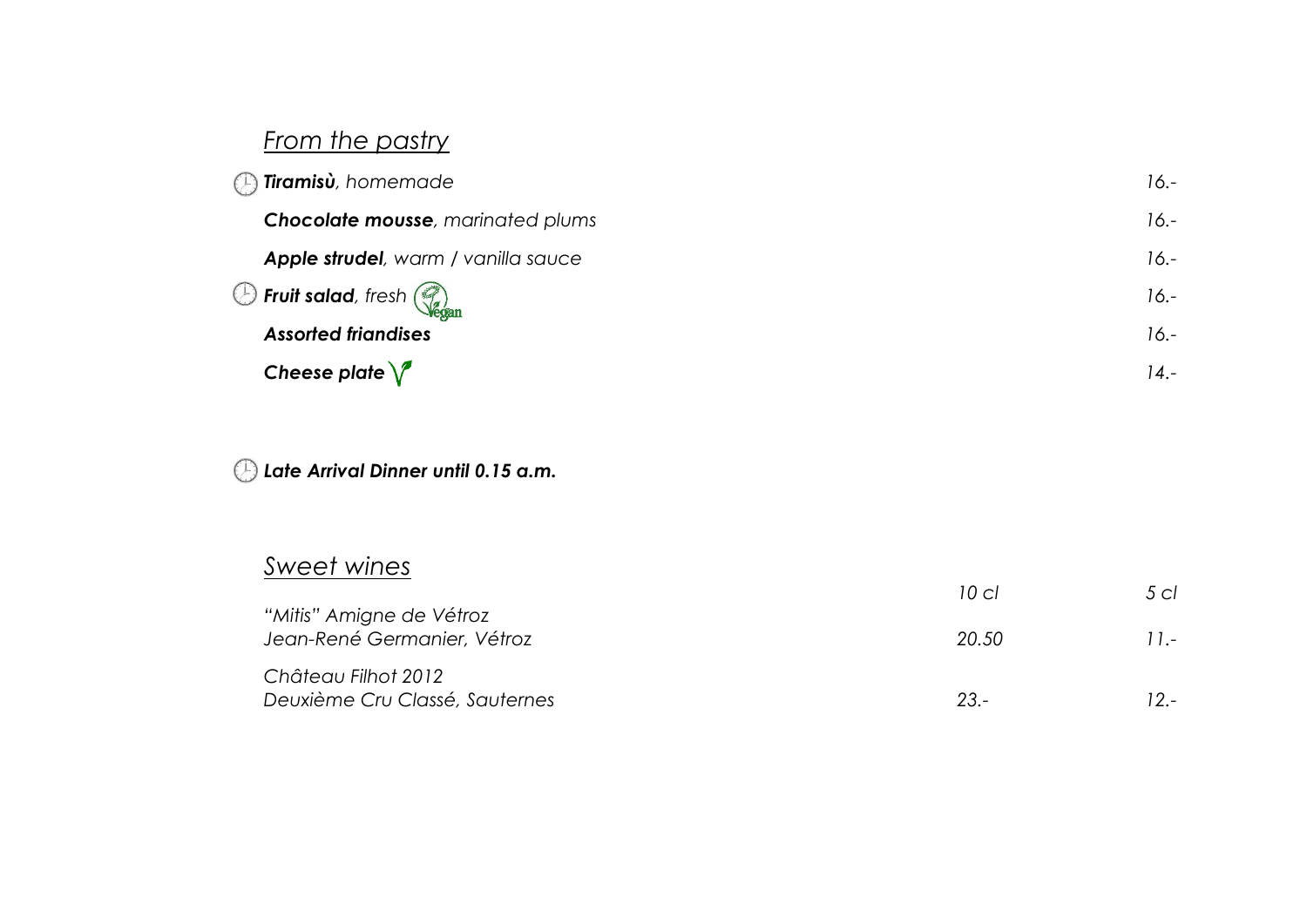## *From the pastry*

| | |
|---|---|
| ***Tiramisù**, homemade* | *16.-* |
| ***Chocolate mousse**, marinated plums* | *16.-* |
| ***Apple strudel**, warm / vanilla sauce* | *16.-* |
| ***Fruit salad**, fresh* (Vegan) | *16.-* |
| ***Assorted friandises*** | *16.-* |
| ***Cheese plate*** | *14.-* |

***Late Arrival Dinner until 0.15 a.m.***

## *Sweet wines*

| | *10 cl* | *5 cl* |
|---|---|---|
| *"Mitis" Amigne de Vétroz*<br>*Jean-René Germanier, Vétroz* | *20.50* | *11.-* |
| *Château Filhot 2012*<br>*Deuxième Cru Classé, Sauternes* | *23.-* | *12.-* |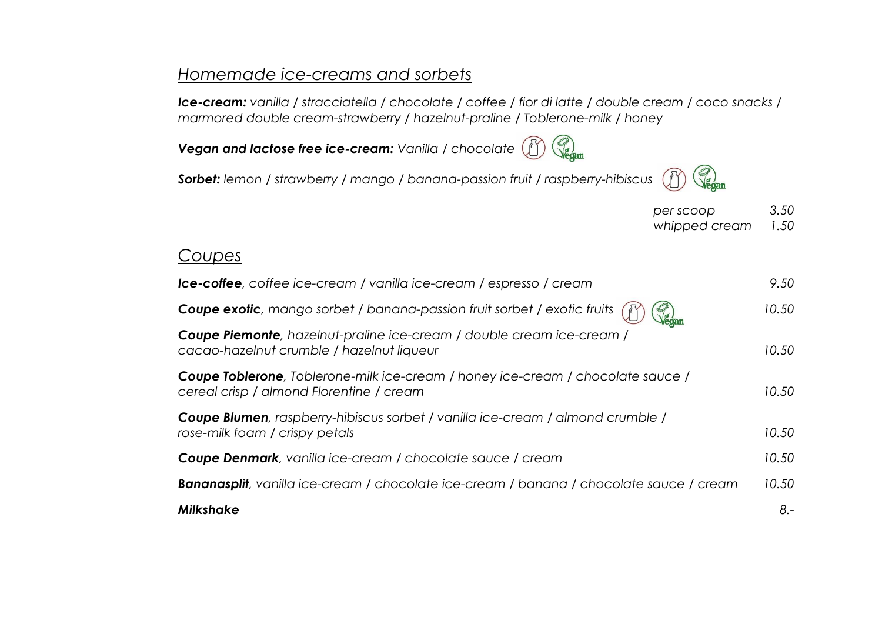## *Homemade ice-creams and sorbets*

***Ice-cream:*** *vanilla / stracciatella / chocolate / coffee / fior di latte / double cream / coco snacks / marmored double cream-strawberry / hazelnut-praline / Toblerone-milk / honey*

***Vegan and lactose free ice-cream:*** *Vanilla / chocolate*

***Sorbet:*** *lemon / strawberry / mango / banana-passion fruit / raspberry-hibiscus*

| | |
|---|---|
| *per scoop* | *3.50* |
| *whipped cream* | *1.50* |

## *Coupes*

| | |
|---|---|
| ***Ice-coffee**, coffee ice-cream / vanilla ice-cream / espresso / cream* | *9.50* |
| ***Coupe exotic**, mango sorbet / banana-passion fruit sorbet / exotic fruits* | *10.50* |
| ***Coupe Piemonte**, hazelnut-praline ice-cream / double cream ice-cream / cacao-hazelnut crumble / hazelnut liqueur* | *10.50* |
| ***Coupe Toblerone**, Toblerone-milk ice-cream / honey ice-cream / chocolate sauce / cereal crisp / almond Florentine / cream* | *10.50* |
| ***Coupe Blumen**, raspberry-hibiscus sorbet / vanilla ice-cream / almond crumble / rose-milk foam / crispy petals* | *10.50* |
| ***Coupe Denmark**, vanilla ice-cream / chocolate sauce / cream* | *10.50* |
| ***Bananasplit**, vanilla ice-cream / chocolate ice-cream / banana / chocolate sauce / cream* | *10.50* |
| ***Milkshake*** | *8.-* |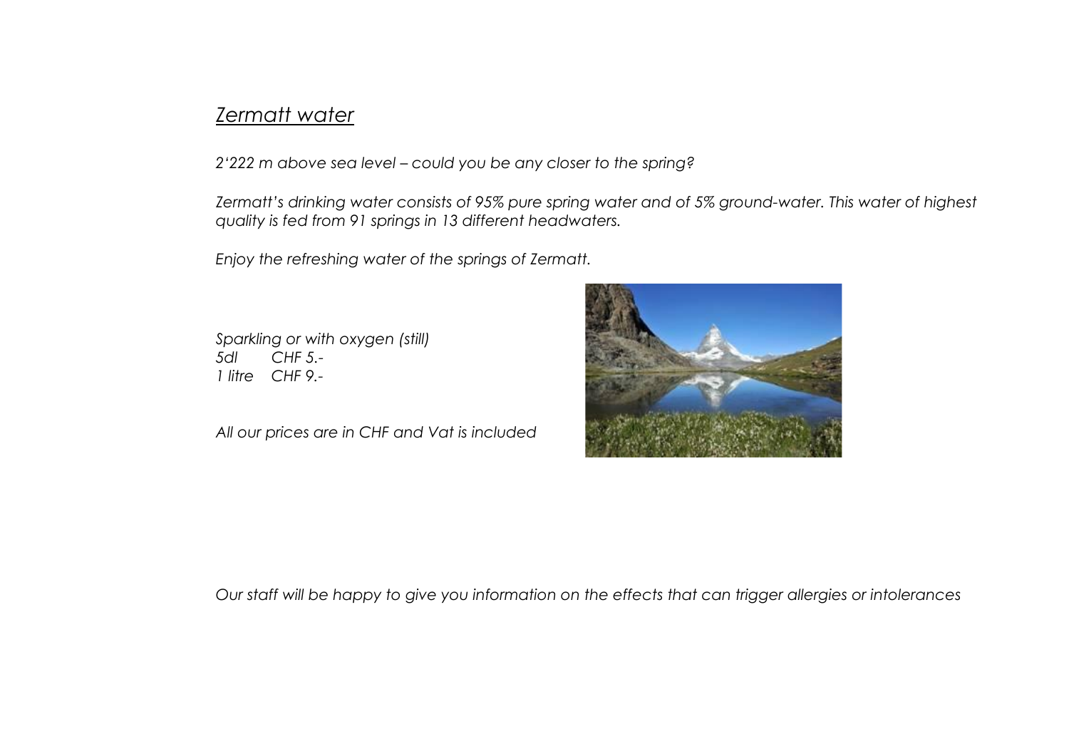## *Zermatt water*

*2'222 m above sea level – could you be any closer to the spring?*

*Zermatt's drinking water consists of 95% pure spring water and of 5% ground-water. This water of highest quality is fed from 91 springs in 13 different headwaters.*

*Enjoy the refreshing water of the springs of Zermatt.*

*Sparkling or with oxygen (still)*

| | |
|---|---|
| *5dl* | *CHF 5.-* |
| *1 litre* | *CHF 9.-* |

*All our prices are in CHF and Vat is included*

*Our staff will be happy to give you information on the effects that can trigger allergies or intolerances*